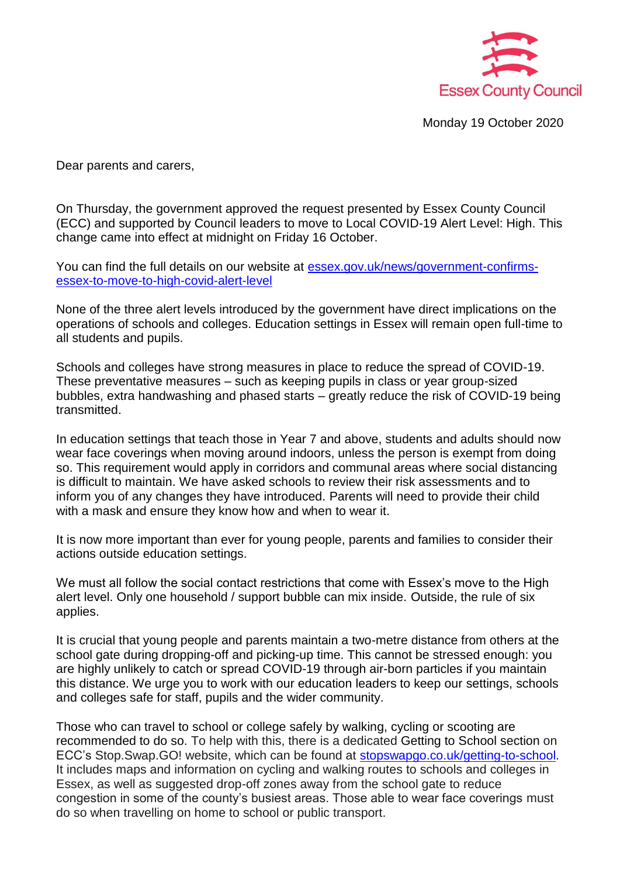Essex County Council

Monday 19 October 2020

Dear parents and carers,

On Thursday, the government approved the request presented by Essex County Council (ECC) and supported by Council leaders to move to Local COVID-19 Alert Level: High. This change came into effect at midnight on Friday 16 October.

You can find the full details on our website at [essex.gov.uk/news/government-confirms-essex-to-move-to-high-covid-alert-level](essex.gov.uk/news/government-confirms-essex-to-move-to-high-covid-alert-level)

None of the three alert levels introduced by the government have direct implications on the operations of schools and colleges. Education settings in Essex will remain open full-time to all students and pupils.

Schools and colleges have strong measures in place to reduce the spread of COVID-19. These preventative measures – such as keeping pupils in class or year group-sized bubbles, extra handwashing and phased starts – greatly reduce the risk of COVID-19 being transmitted.

In education settings that teach those in Year 7 and above, students and adults should now wear face coverings when moving around indoors, unless the person is exempt from doing so. This requirement would apply in corridors and communal areas where social distancing is difficult to maintain. We have asked schools to review their risk assessments and to inform you of any changes they have introduced. Parents will need to provide their child with a mask and ensure they know how and when to wear it.

It is now more important than ever for young people, parents and families to consider their actions outside education settings.

We must all follow the social contact restrictions that come with Essex's move to the High alert level. Only one household / support bubble can mix inside. Outside, the rule of six applies.

It is crucial that young people and parents maintain a two-metre distance from others at the school gate during dropping-off and picking-up time. This cannot be stressed enough: you are highly unlikely to catch or spread COVID-19 through air-born particles if you maintain this distance. We urge you to work with our education leaders to keep our settings, schools and colleges safe for staff, pupils and the wider community.

Those who can travel to school or college safely by walking, cycling or scooting are recommended to do so. To help with this, there is a dedicated Getting to School section on ECC's Stop.Swap.GO! website, which can be found at [stopswapgo.co.uk/getting-to-school](stopswapgo.co.uk/getting-to-school). It includes maps and information on cycling and walking routes to schools and colleges in Essex, as well as suggested drop-off zones away from the school gate to reduce congestion in some of the county's busiest areas. Those able to wear face coverings must do so when travelling on home to school or public transport.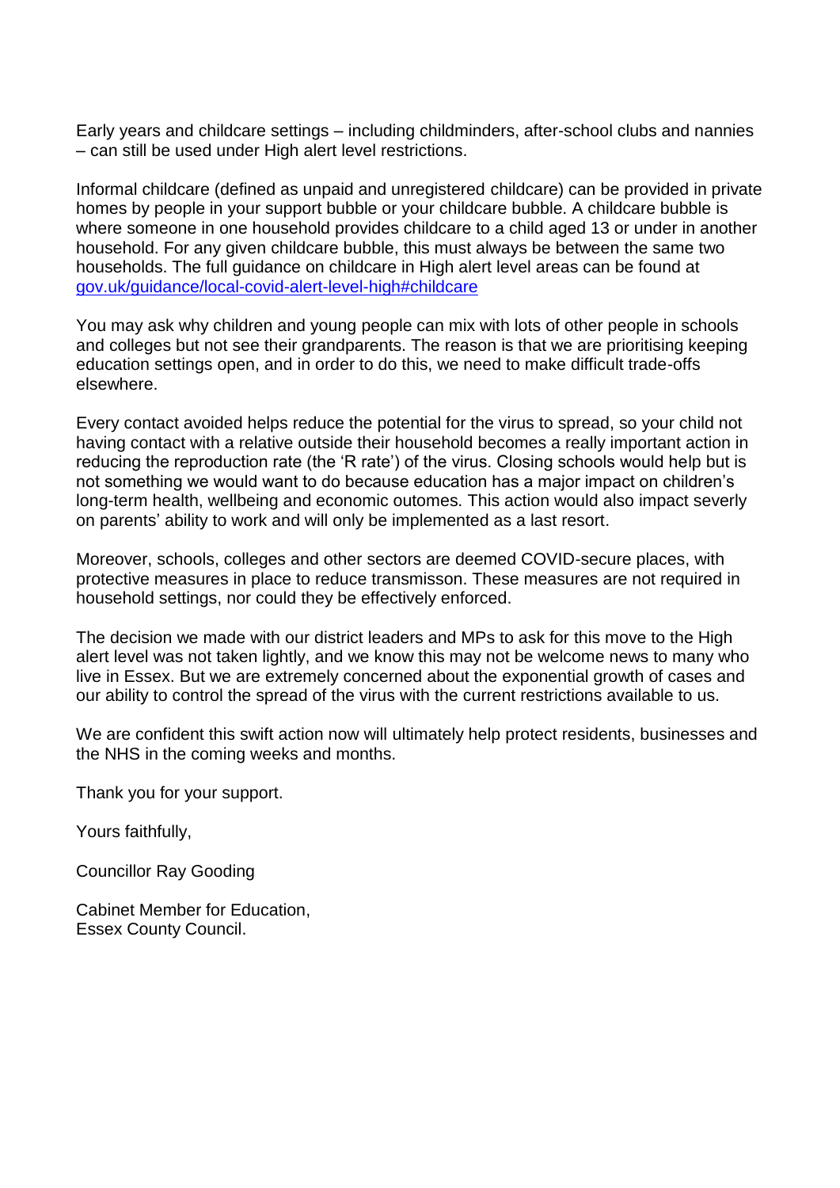Early years and childcare settings – including childminders, after-school clubs and nannies – can still be used under High alert level restrictions.

Informal childcare (defined as unpaid and unregistered childcare) can be provided in private homes by people in your support bubble or your childcare bubble. A childcare bubble is where someone in one household provides childcare to a child aged 13 or under in another household. For any given childcare bubble, this must always be between the same two households. The full guidance on childcare in High alert level areas can be found at [gov.uk/guidance/local-covid-alert-level-high#childcare](https://www.gov.uk/guidance/local-covid-alert-level-high#childcare)

You may ask why children and young people can mix with lots of other people in schools and colleges but not see their grandparents. The reason is that we are prioritising keeping education settings open, and in order to do this, we need to make difficult trade-offs elsewhere.

Every contact avoided helps reduce the potential for the virus to spread, so your child not having contact with a relative outside their household becomes a really important action in reducing the reproduction rate (the 'R rate') of the virus. Closing schools would help but is not something we would want to do because education has a major impact on children's long-term health, wellbeing and economic outomes. This action would also impact severly on parents' ability to work and will only be implemented as a last resort.

Moreover, schools, colleges and other sectors are deemed COVID-secure places, with protective measures in place to reduce transmisson. These measures are not required in household settings, nor could they be effectively enforced.

The decision we made with our district leaders and MPs to ask for this move to the High alert level was not taken lightly, and we know this may not be welcome news to many who live in Essex. But we are extremely concerned about the exponential growth of cases and our ability to control the spread of the virus with the current restrictions available to us.

We are confident this swift action now will ultimately help protect residents, businesses and the NHS in the coming weeks and months.

Thank you for your support.

Yours faithfully,

Councillor Ray Gooding

Cabinet Member for Education,
Essex County Council.